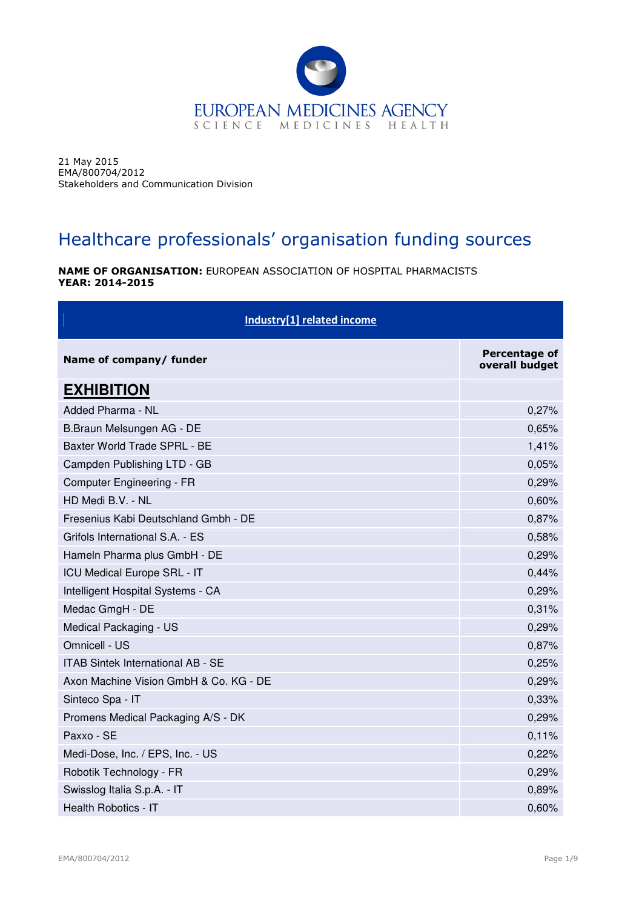EUROPEAN MEDICINES AGENCY
SCIENCE MEDICINES HEALTH

21 May 2015
EMA/800704/2012
Stakeholders and Communication Division

# Healthcare professionals' organisation funding sources

**NAME OF ORGANISATION:** EUROPEAN ASSOCIATION OF HOSPITAL PHARMACISTS
**YEAR: 2014-2015**

| Industry[1] related income | |
|---|---|
| **Name of company/ funder** | **Percentage of overall budget** |
| **EXHIBITION** | |
| Added Pharma - NL | 0,27% |
| B.Braun Melsungen AG - DE | 0,65% |
| Baxter World Trade SPRL - BE | 1,41% |
| Campden Publishing LTD - GB | 0,05% |
| Computer Engineering - FR | 0,29% |
| HD Medi B.V. - NL | 0,60% |
| Fresenius Kabi Deutschland Gmbh - DE | 0,87% |
| Grifols International S.A. - ES | 0,58% |
| Hameln Pharma plus GmbH - DE | 0,29% |
| ICU Medical Europe SRL - IT | 0,44% |
| Intelligent Hospital Systems - CA | 0,29% |
| Medac GmgH - DE | 0,31% |
| Medical Packaging - US | 0,29% |
| Omnicell - US | 0,87% |
| ITAB Sintek International AB - SE | 0,25% |
| Axon Machine Vision GmbH & Co. KG - DE | 0,29% |
| Sinteco Spa - IT | 0,33% |
| Promens Medical Packaging A/S - DK | 0,29% |
| Paxxo - SE | 0,11% |
| Medi-Dose, Inc. / EPS, Inc. - US | 0,22% |
| Robotik Technology - FR | 0,29% |
| Swisslog Italia S.p.A. - IT | 0,89% |
| Health Robotics - IT | 0,60% |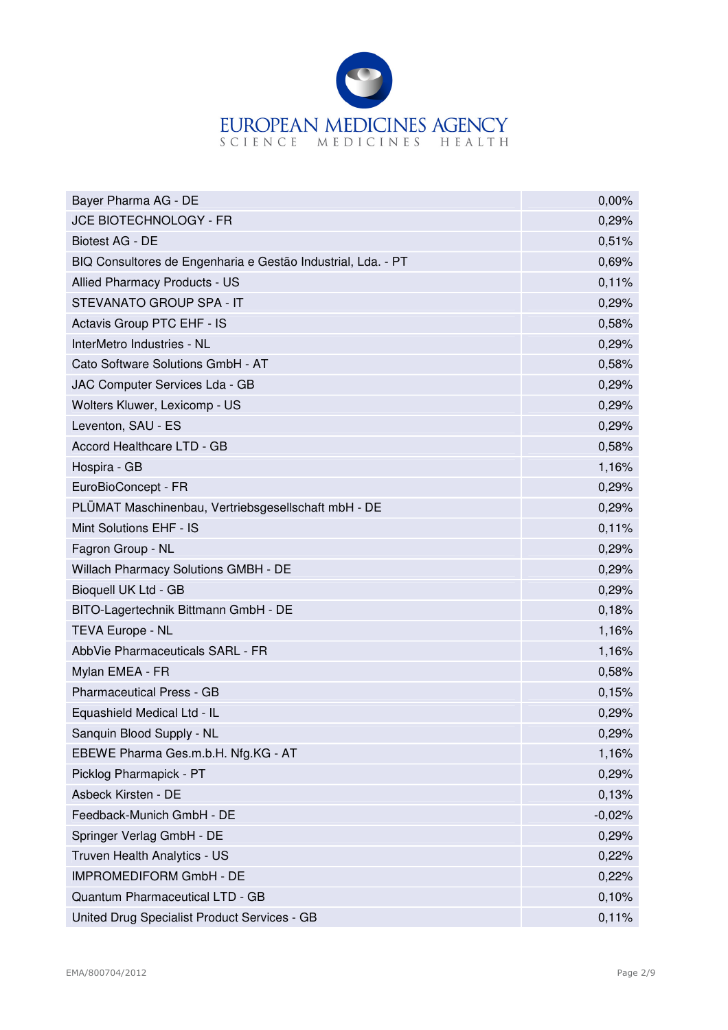| | |
|---|---|
| Bayer Pharma AG - DE | 0,00% |
| JCE BIOTECHNOLOGY - FR | 0,29% |
| Biotest AG - DE | 0,51% |
| BIQ Consultores de Engenharia e Gestão Industrial, Lda. - PT | 0,69% |
| Allied Pharmacy Products - US | 0,11% |
| STEVANATO GROUP SPA - IT | 0,29% |
| Actavis Group PTC EHF - IS | 0,58% |
| InterMetro Industries - NL | 0,29% |
| Cato Software Solutions GmbH - AT | 0,58% |
| JAC Computer Services Lda - GB | 0,29% |
| Wolters Kluwer, Lexicomp - US | 0,29% |
| Leventon, SAU - ES | 0,29% |
| Accord Healthcare LTD - GB | 0,58% |
| Hospira - GB | 1,16% |
| EuroBioConcept - FR | 0,29% |
| PLÜMAT Maschinenbau, Vertriebsgesellschaft mbH - DE | 0,29% |
| Mint Solutions EHF - IS | 0,11% |
| Fagron Group - NL | 0,29% |
| Willach Pharmacy Solutions GMBH - DE | 0,29% |
| Bioquell UK Ltd - GB | 0,29% |
| BITO-Lagertechnik Bittmann GmbH - DE | 0,18% |
| TEVA Europe - NL | 1,16% |
| AbbVie Pharmaceuticals SARL - FR | 1,16% |
| Mylan EMEA - FR | 0,58% |
| Pharmaceutical Press - GB | 0,15% |
| Equashield Medical Ltd - IL | 0,29% |
| Sanquin Blood Supply - NL | 0,29% |
| EBEWE Pharma Ges.m.b.H. Nfg.KG - AT | 1,16% |
| Picklog Pharmapick - PT | 0,29% |
| Asbeck Kirsten - DE | 0,13% |
| Feedback-Munich GmbH - DE | -0,02% |
| Springer Verlag GmbH - DE | 0,29% |
| Truven Health Analytics - US | 0,22% |
| IMPROMEDIFORM GmbH - DE | 0,22% |
| Quantum Pharmaceutical LTD - GB | 0,10% |
| United Drug Specialist Product Services - GB | 0,11% |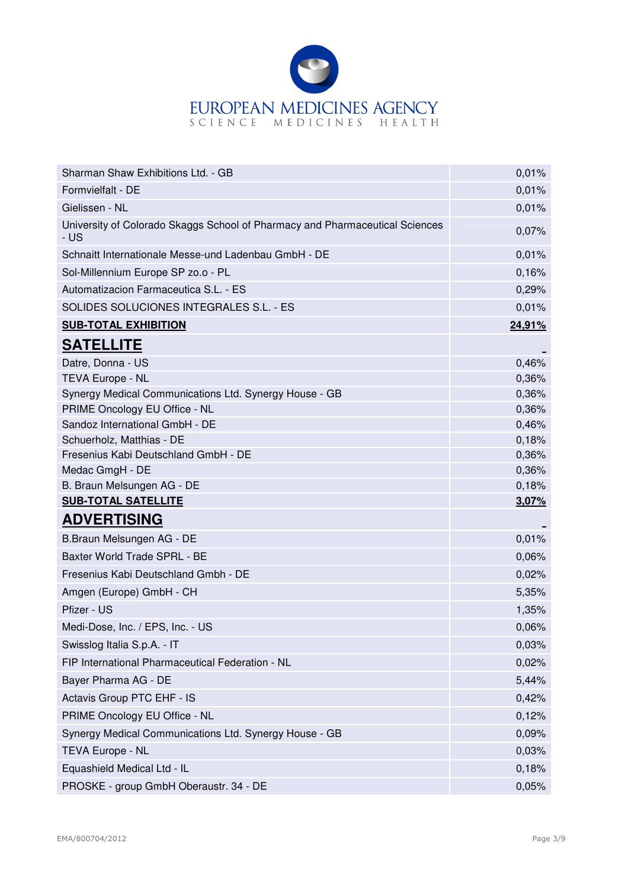| | |
|---|---|
| Sharman Shaw Exhibitions Ltd. - GB | 0,01% |
| Formvielfalt - DE | 0,01% |
| Gielissen - NL | 0,01% |
| University of Colorado Skaggs School of Pharmacy and Pharmaceutical Sciences - US | 0,07% |
| Schnaitt Internationale Messe-und Ladenbau GmbH - DE | 0,01% |
| Sol-Millennium Europe SP zo.o - PL | 0,16% |
| Automatizacion Farmaceutica S.L. - ES | 0,29% |
| SOLIDES SOLUCIONES INTEGRALES S.L. - ES | 0,01% |
| **SUB-TOTAL EXHIBITION** | **24,91%** |
| **SATELLITE** | - |
| Datre, Donna - US | 0,46% |
| TEVA Europe - NL | 0,36% |
| Synergy Medical Communications Ltd. Synergy House - GB | 0,36% |
| PRIME Oncology EU Office - NL | 0,36% |
| Sandoz International GmbH - DE | 0,46% |
| Schuerholz, Matthias - DE | 0,18% |
| Fresenius Kabi Deutschland GmbH - DE | 0,36% |
| Medac GmgH - DE | 0,36% |
| B. Braun Melsungen AG - DE | 0,18% |
| **SUB-TOTAL SATELLITE** | **3,07%** |
| **ADVERTISING** | - |
| B.Braun Melsungen AG - DE | 0,01% |
| Baxter World Trade SPRL - BE | 0,06% |
| Fresenius Kabi Deutschland Gmbh - DE | 0,02% |
| Amgen (Europe) GmbH - CH | 5,35% |
| Pfizer - US | 1,35% |
| Medi-Dose, Inc. / EPS, Inc. - US | 0,06% |
| Swisslog Italia S.p.A. - IT | 0,03% |
| FIP International Pharmaceutical Federation - NL | 0,02% |
| Bayer Pharma AG - DE | 5,44% |
| Actavis Group PTC EHF - IS | 0,42% |
| PRIME Oncology EU Office - NL | 0,12% |
| Synergy Medical Communications Ltd. Synergy House - GB | 0,09% |
| TEVA Europe - NL | 0,03% |
| Equashield Medical Ltd - IL | 0,18% |
| PROSKE - group GmbH Oberaustr. 34 - DE | 0,05% |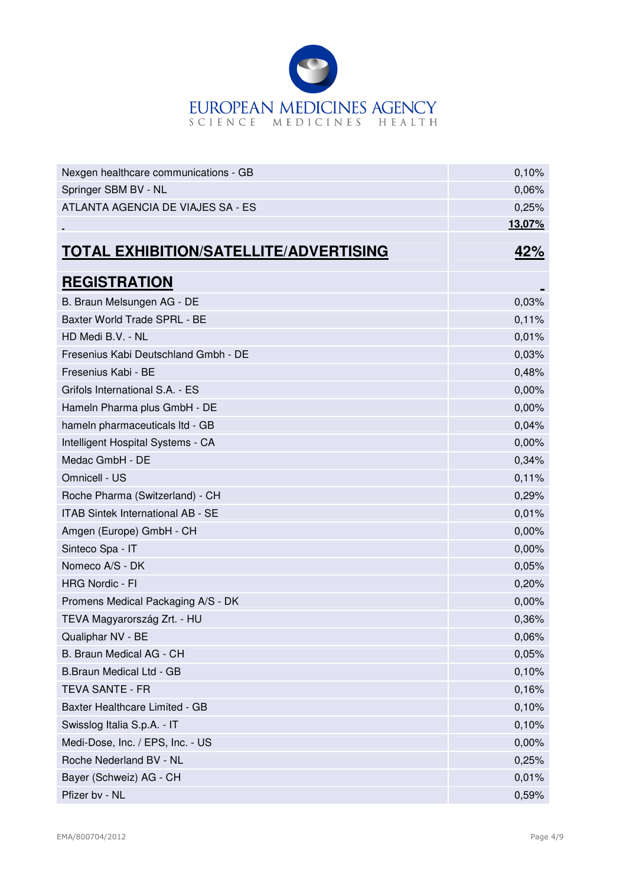| | |
|---|---|
| Nexgen healthcare communications - GB | 0,10% |
| Springer SBM BV - NL | 0,06% |
| ATLANTA AGENCIA DE VIAJES SA - ES | 0,25% |
| | **13,07%** |
| **TOTAL EXHIBITION/SATELLITE/ADVERTISING** | **42%** |
| **REGISTRATION** | |
| B. Braun Melsungen AG - DE | 0,03% |
| Baxter World Trade SPRL - BE | 0,11% |
| HD Medi B.V. - NL | 0,01% |
| Fresenius Kabi Deutschland Gmbh - DE | 0,03% |
| Fresenius Kabi - BE | 0,48% |
| Grifols International S.A. - ES | 0,00% |
| Hameln Pharma plus GmbH - DE | 0,00% |
| hameln pharmaceuticals ltd - GB | 0,04% |
| Intelligent Hospital Systems - CA | 0,00% |
| Medac GmbH - DE | 0,34% |
| Omnicell - US | 0,11% |
| Roche Pharma (Switzerland) - CH | 0,29% |
| ITAB Sintek International AB - SE | 0,01% |
| Amgen (Europe) GmbH - CH | 0,00% |
| Sinteco Spa - IT | 0,00% |
| Nomeco A/S - DK | 0,05% |
| HRG Nordic - FI | 0,20% |
| Promens Medical Packaging A/S - DK | 0,00% |
| TEVA Magyarország Zrt. - HU | 0,36% |
| Qualiphar NV - BE | 0,06% |
| B. Braun Medical AG - CH | 0,05% |
| B.Braun Medical Ltd - GB | 0,10% |
| TEVA SANTE - FR | 0,16% |
| Baxter Healthcare Limited - GB | 0,10% |
| Swisslog Italia S.p.A. - IT | 0,10% |
| Medi-Dose, Inc. / EPS, Inc. - US | 0,00% |
| Roche Nederland BV - NL | 0,25% |
| Bayer (Schweiz) AG - CH | 0,01% |
| Pfizer bv - NL | 0,59% |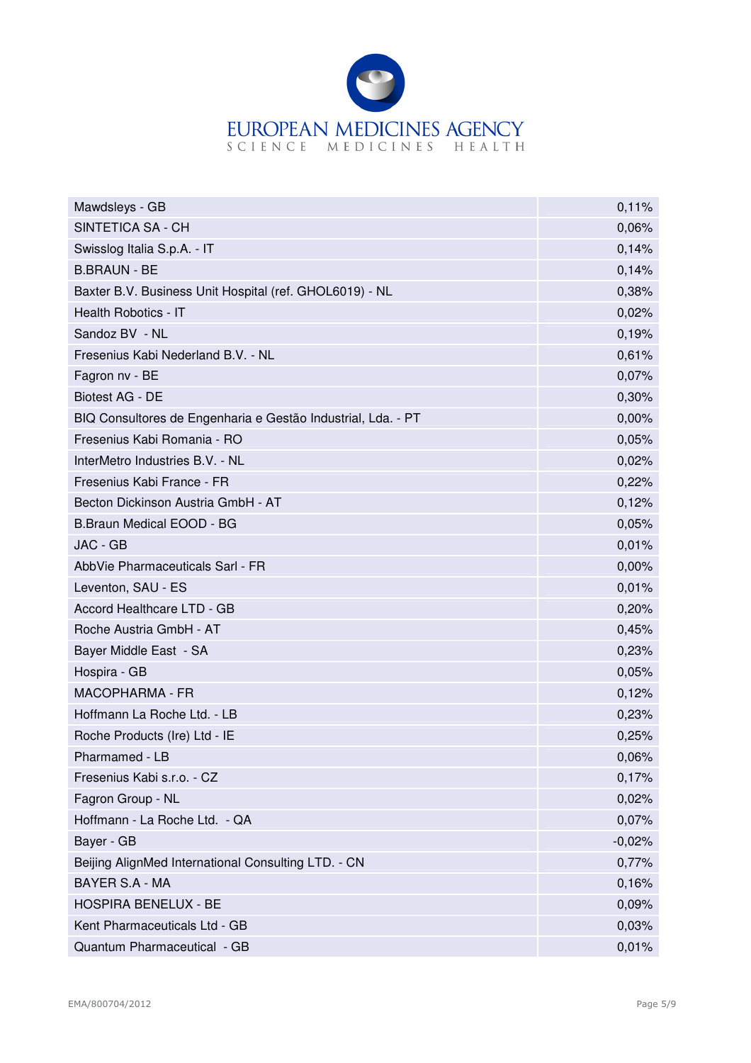| | |
|---|---|
| Mawdsleys - GB | 0,11% |
| SINTETICA SA - CH | 0,06% |
| Swisslog Italia S.p.A. - IT | 0,14% |
| B.BRAUN - BE | 0,14% |
| Baxter B.V. Business Unit Hospital (ref. GHOL6019) - NL | 0,38% |
| Health Robotics - IT | 0,02% |
| Sandoz BV - NL | 0,19% |
| Fresenius Kabi Nederland B.V. - NL | 0,61% |
| Fagron nv - BE | 0,07% |
| Biotest AG - DE | 0,30% |
| BIQ Consultores de Engenharia e Gestão Industrial, Lda. - PT | 0,00% |
| Fresenius Kabi Romania - RO | 0,05% |
| InterMetro Industries B.V. - NL | 0,02% |
| Fresenius Kabi France - FR | 0,22% |
| Becton Dickinson Austria GmbH - AT | 0,12% |
| B.Braun Medical EOOD - BG | 0,05% |
| JAC - GB | 0,01% |
| AbbVie Pharmaceuticals Sarl - FR | 0,00% |
| Leventon, SAU - ES | 0,01% |
| Accord Healthcare LTD - GB | 0,20% |
| Roche Austria GmbH - AT | 0,45% |
| Bayer Middle East - SA | 0,23% |
| Hospira - GB | 0,05% |
| MACOPHARMA - FR | 0,12% |
| Hoffmann La Roche Ltd. - LB | 0,23% |
| Roche Products (Ire) Ltd - IE | 0,25% |
| Pharmamed - LB | 0,06% |
| Fresenius Kabi s.r.o. - CZ | 0,17% |
| Fagron Group - NL | 0,02% |
| Hoffmann - La Roche Ltd. - QA | 0,07% |
| Bayer - GB | -0,02% |
| Beijing AlignMed International Consulting LTD. - CN | 0,77% |
| BAYER S.A - MA | 0,16% |
| HOSPIRA BENELUX - BE | 0,09% |
| Kent Pharmaceuticals Ltd - GB | 0,03% |
| Quantum Pharmaceutical - GB | 0,01% |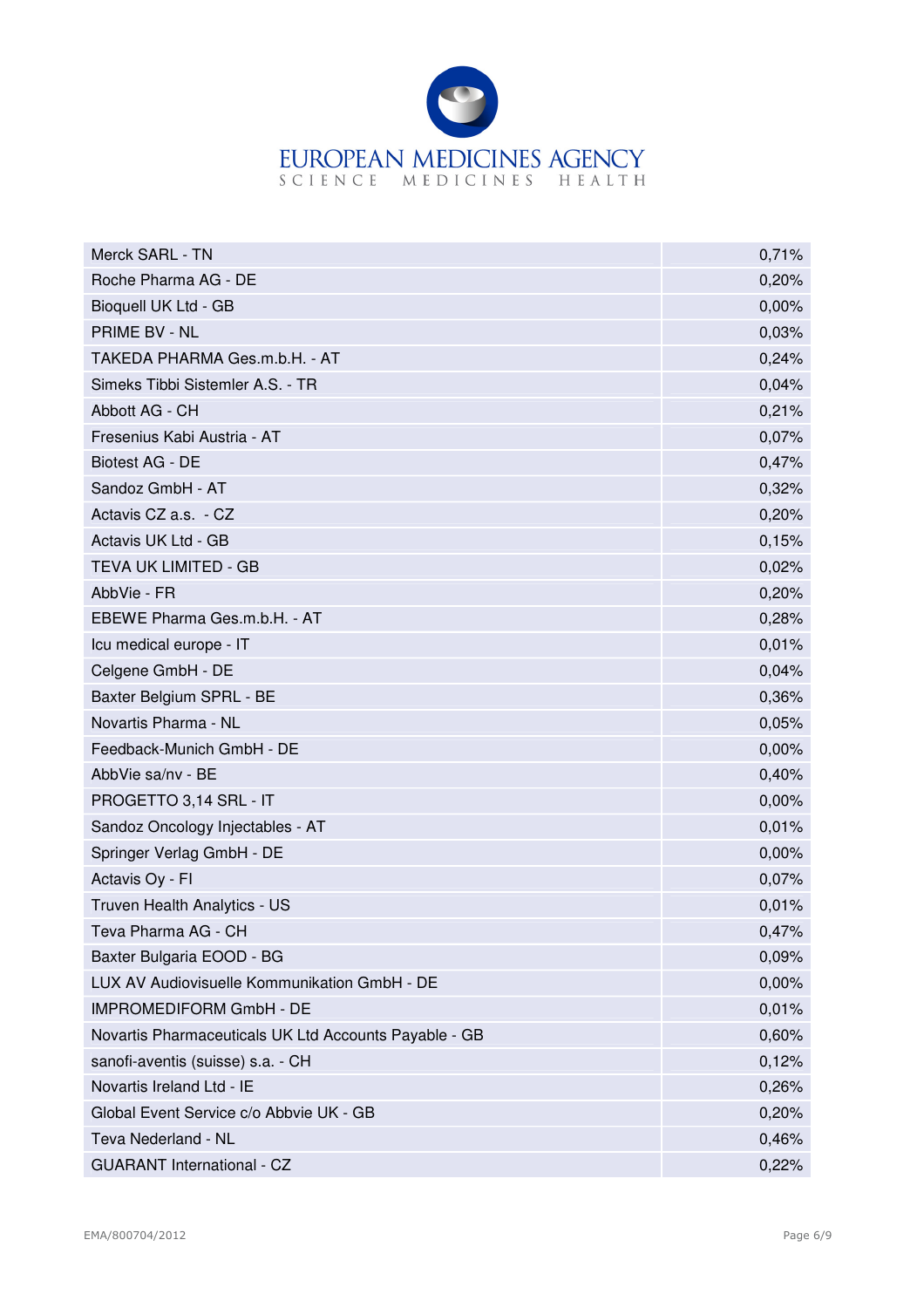| | |
|---|---|
| Merck SARL - TN | 0,71% |
| Roche Pharma AG - DE | 0,20% |
| Bioquell UK Ltd - GB | 0,00% |
| PRIME BV - NL | 0,03% |
| TAKEDA PHARMA Ges.m.b.H. - AT | 0,24% |
| Simeks Tibbi Sistemler A.S. - TR | 0,04% |
| Abbott AG - CH | 0,21% |
| Fresenius Kabi Austria - AT | 0,07% |
| Biotest AG - DE | 0,47% |
| Sandoz GmbH - AT | 0,32% |
| Actavis CZ a.s. - CZ | 0,20% |
| Actavis UK Ltd - GB | 0,15% |
| TEVA UK LIMITED - GB | 0,02% |
| AbbVie - FR | 0,20% |
| EBEWE Pharma Ges.m.b.H. - AT | 0,28% |
| Icu medical europe - IT | 0,01% |
| Celgene GmbH - DE | 0,04% |
| Baxter Belgium SPRL - BE | 0,36% |
| Novartis Pharma - NL | 0,05% |
| Feedback-Munich GmbH - DE | 0,00% |
| AbbVie sa/nv - BE | 0,40% |
| PROGETTO 3,14 SRL - IT | 0,00% |
| Sandoz Oncology Injectables - AT | 0,01% |
| Springer Verlag GmbH - DE | 0,00% |
| Actavis Oy - FI | 0,07% |
| Truven Health Analytics - US | 0,01% |
| Teva Pharma AG - CH | 0,47% |
| Baxter Bulgaria EOOD - BG | 0,09% |
| LUX AV Audiovisuelle Kommunikation GmbH - DE | 0,00% |
| IMPROMEDIFORM GmbH - DE | 0,01% |
| Novartis Pharmaceuticals UK Ltd Accounts Payable - GB | 0,60% |
| sanofi-aventis (suisse) s.a. - CH | 0,12% |
| Novartis Ireland Ltd - IE | 0,26% |
| Global Event Service c/o Abbvie UK - GB | 0,20% |
| Teva Nederland - NL | 0,46% |
| GUARANT International - CZ | 0,22% |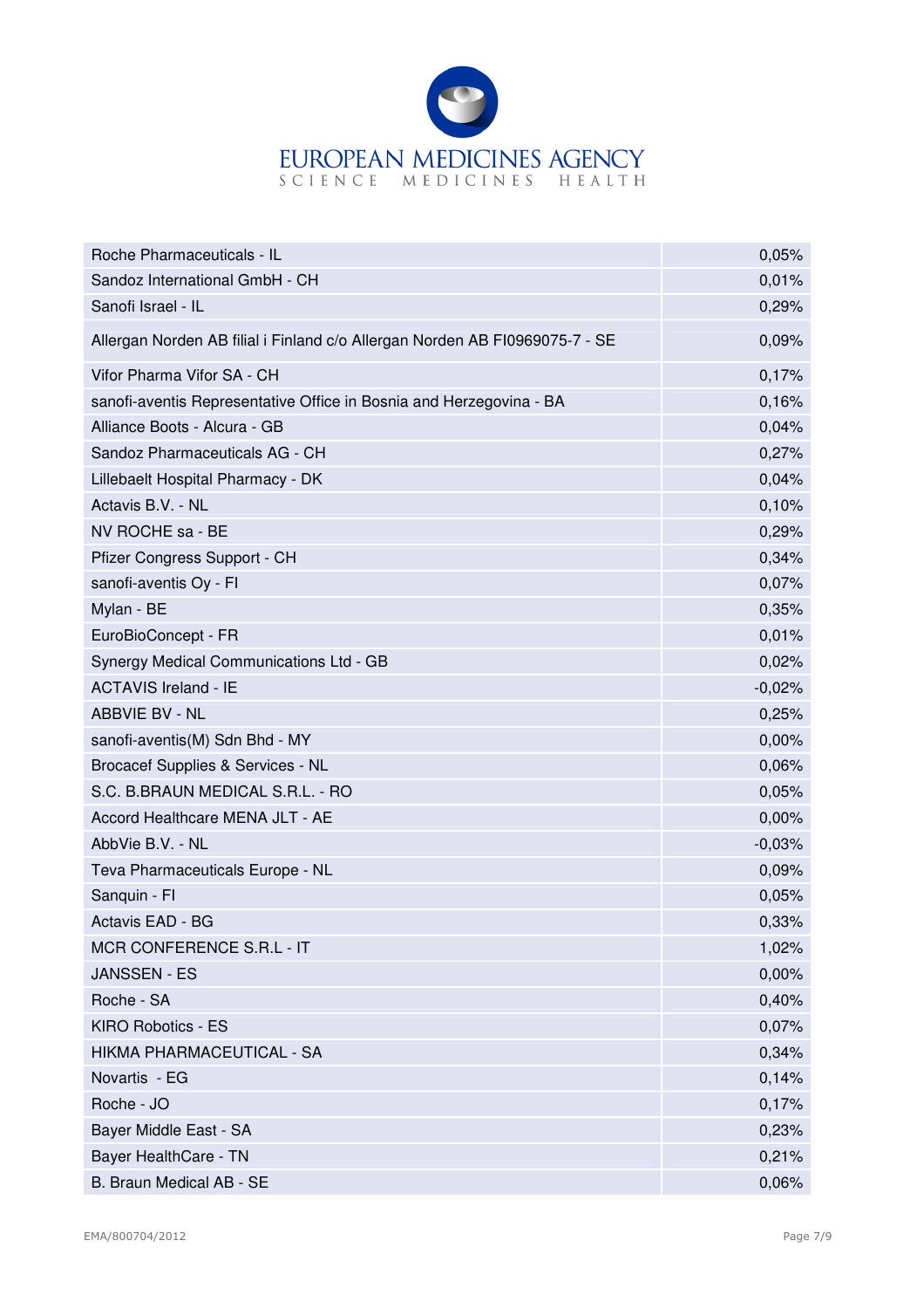| | |
|---|---:|
| Roche Pharmaceuticals - IL | 0,05% |
| Sandoz International GmbH - CH | 0,01% |
| Sanofi Israel - IL | 0,29% |
| Allergan Norden AB filial i Finland c/o Allergan Norden AB FI0969075-7 - SE | 0,09% |
| Vifor Pharma Vifor SA - CH | 0,17% |
| sanofi-aventis Representative Office in Bosnia and Herzegovina - BA | 0,16% |
| Alliance Boots - Alcura - GB | 0,04% |
| Sandoz Pharmaceuticals AG - CH | 0,27% |
| Lillebaelt Hospital Pharmacy - DK | 0,04% |
| Actavis B.V. - NL | 0,10% |
| NV ROCHE sa - BE | 0,29% |
| Pfizer Congress Support - CH | 0,34% |
| sanofi-aventis Oy - FI | 0,07% |
| Mylan - BE | 0,35% |
| EuroBioConcept - FR | 0,01% |
| Synergy Medical Communications Ltd - GB | 0,02% |
| ACTAVIS Ireland - IE | -0,02% |
| ABBVIE BV - NL | 0,25% |
| sanofi-aventis(M) Sdn Bhd - MY | 0,00% |
| Brocacef Supplies & Services - NL | 0,06% |
| S.C. B.BRAUN MEDICAL S.R.L. - RO | 0,05% |
| Accord Healthcare MENA JLT - AE | 0,00% |
| AbbVie B.V. - NL | -0,03% |
| Teva Pharmaceuticals Europe - NL | 0,09% |
| Sanquin - FI | 0,05% |
| Actavis EAD - BG | 0,33% |
| MCR CONFERENCE S.R.L - IT | 1,02% |
| JANSSEN - ES | 0,00% |
| Roche - SA | 0,40% |
| KIRO Robotics - ES | 0,07% |
| HIKMA PHARMACEUTICAL - SA | 0,34% |
| Novartis - EG | 0,14% |
| Roche - JO | 0,17% |
| Bayer Middle East - SA | 0,23% |
| Bayer HealthCare - TN | 0,21% |
| B. Braun Medical AB - SE | 0,06% |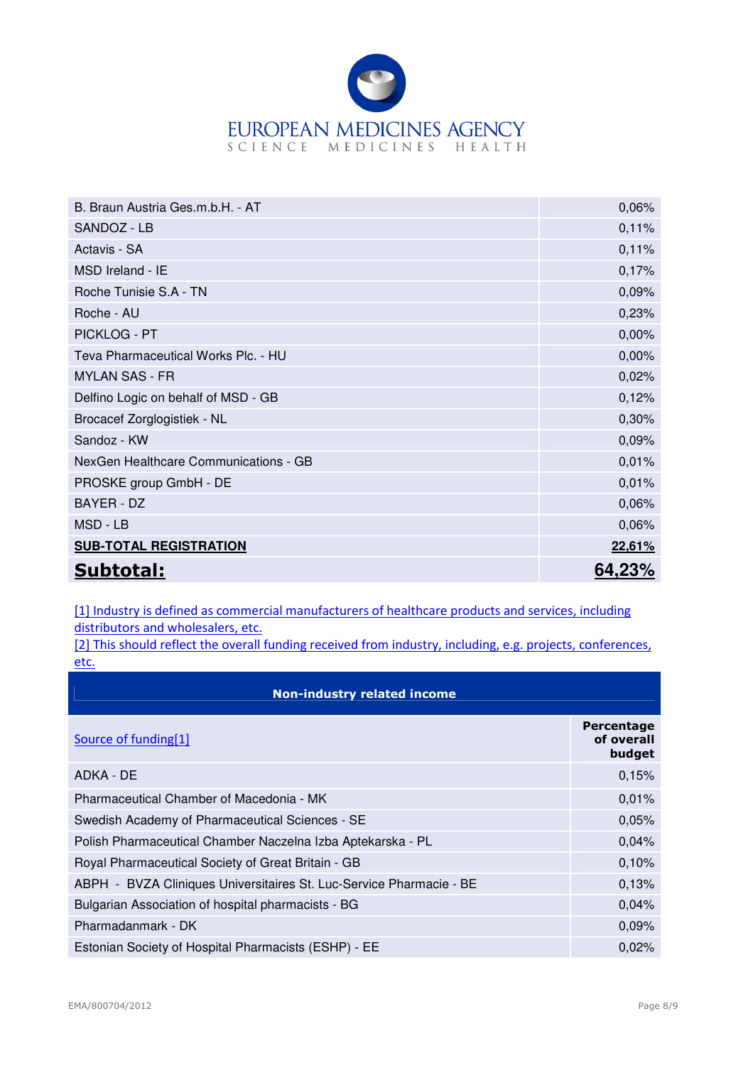| | |
|---|---|
| B. Braun Austria Ges.m.b.H. - AT | 0,06% |
| SANDOZ - LB | 0,11% |
| Actavis - SA | 0,11% |
| MSD Ireland - IE | 0,17% |
| Roche Tunisie S.A - TN | 0,09% |
| Roche - AU | 0,23% |
| PICKLOG - PT | 0,00% |
| Teva Pharmaceutical Works Plc. - HU | 0,00% |
| MYLAN SAS - FR | 0,02% |
| Delfino Logic on behalf of MSD - GB | 0,12% |
| Brocacef Zorglogistiek - NL | 0,30% |
| Sandoz - KW | 0,09% |
| NexGen Healthcare Communications - GB | 0,01% |
| PROSKE group GmbH - DE | 0,01% |
| BAYER - DZ | 0,06% |
| MSD - LB | 0,06% |
| **SUB-TOTAL REGISTRATION** | **22,61%** |
| **Subtotal:** | **64,23%** |

[1] Industry is defined as commercial manufacturers of healthcare products and services, including distributors and wholesalers, etc.

[2] This should reflect the overall funding received from industry, including, e.g. projects, conferences, etc.

| **Non-industry related income** | |
|---|---|
| Source of funding[1] | **Percentage of overall budget** |
| ADKA - DE | 0,15% |
| Pharmaceutical Chamber of Macedonia - MK | 0,01% |
| Swedish Academy of Pharmaceutical Sciences - SE | 0,05% |
| Polish Pharmaceutical Chamber Naczelna Izba Aptekarska - PL | 0,04% |
| Royal Pharmaceutical Society of Great Britain - GB | 0,10% |
| ABPH - BVZA Cliniques Universitaires St. Luc-Service Pharmacie - BE | 0,13% |
| Bulgarian Association of hospital pharmacists - BG | 0,04% |
| Pharmadanmark - DK | 0,09% |
| Estonian Society of Hospital Pharmacists (ESHP) - EE | 0,02% |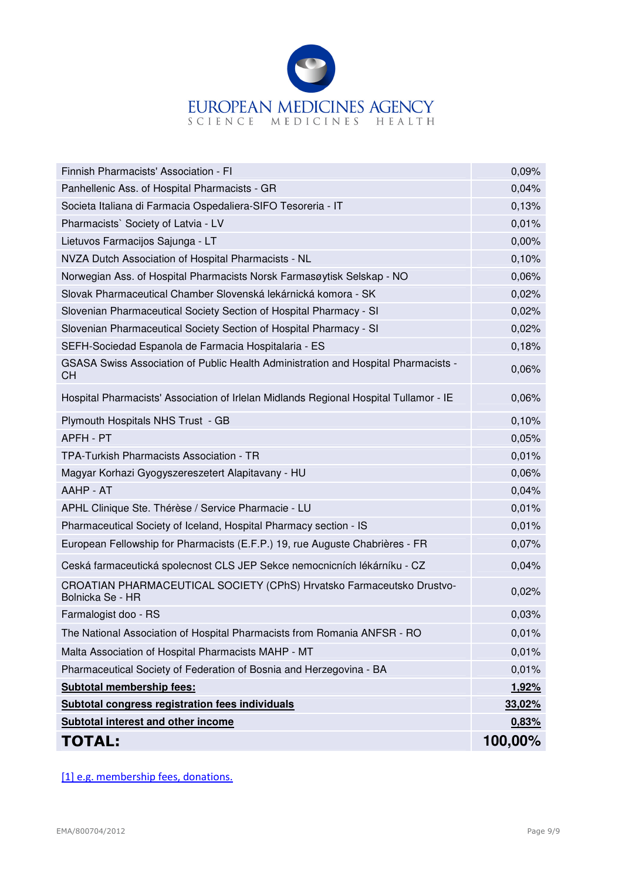| | |
|---|---|
| Finnish Pharmacists' Association - FI | 0,09% |
| Panhellenic Ass. of Hospital Pharmacists - GR | 0,04% |
| Societa Italiana di Farmacia Ospedaliera-SIFO Tesoreria - IT | 0,13% |
| Pharmacists` Society of Latvia - LV | 0,01% |
| Lietuvos Farmacijos Sajunga - LT | 0,00% |
| NVZA Dutch Association of Hospital Pharmacists - NL | 0,10% |
| Norwegian Ass. of Hospital Pharmacists Norsk Farmasøytisk Selskap - NO | 0,06% |
| Slovak Pharmaceutical Chamber Slovenská lekárnická komora - SK | 0,02% |
| Slovenian Pharmaceutical Society Section of Hospital Pharmacy - SI | 0,02% |
| Slovenian Pharmaceutical Society Section of Hospital Pharmacy - SI | 0,02% |
| SEFH-Sociedad Espanola de Farmacia Hospitalaria - ES | 0,18% |
| GSASA Swiss Association of Public Health Administration and Hospital Pharmacists - CH | 0,06% |
| Hospital Pharmacists' Association of Irlelan Midlands Regional Hospital Tullamor - IE | 0,06% |
| Plymouth Hospitals NHS Trust - GB | 0,10% |
| APFH - PT | 0,05% |
| TPA-Turkish Pharmacists Association - TR | 0,01% |
| Magyar Korhazi Gyogyszereszetert Alapitavany - HU | 0,06% |
| AAHP - AT | 0,04% |
| APHL Clinique Ste. Thérèse / Service Pharmacie - LU | 0,01% |
| Pharmaceutical Society of Iceland, Hospital Pharmacy section - IS | 0,01% |
| European Fellowship for Pharmacists (E.F.P.) 19, rue Auguste Chabrières - FR | 0,07% |
| Ceská farmaceutická spolecnost CLS JEP Sekce nemocnicních lékárníku - CZ | 0,04% |
| CROATIAN PHARMACEUTICAL SOCIETY (CPhS) Hrvatsko Farmaceutsko Drustvo-Bolnicka Se - HR | 0,02% |
| Farmalogist doo - RS | 0,03% |
| The National Association of Hospital Pharmacists from Romania ANFSR - RO | 0,01% |
| Malta Association of Hospital Pharmacists MAHP - MT | 0,01% |
| Pharmaceutical Society of Federation of Bosnia and Herzegovina - BA | 0,01% |
| **Subtotal membership fees:** | **1,92%** |
| **Subtotal congress registration fees individuals** | **33,02%** |
| **Subtotal interest and other income** | **0,83%** |
| **TOTAL:** | **100,00%** |

[1] e.g. membership fees, donations.